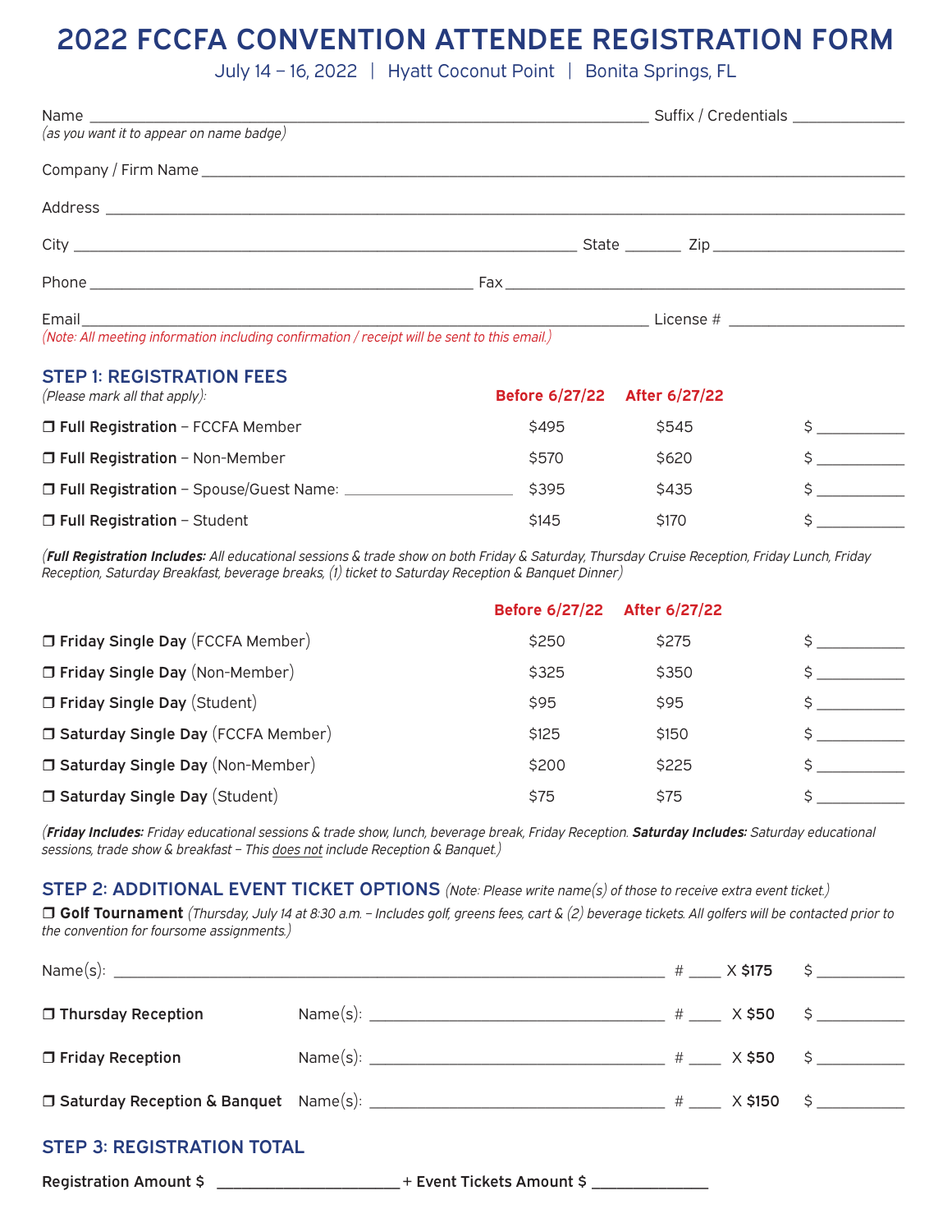# 2022 FCCFA CONVENTION ATTENDEE REGISTRATION FORM

July 14 – 16, 2022 | Hyatt Coconut Point | Bonita Springs, FL

Name ______________________________ Suffix / Credentials ____________
*(as you want it to appear on name badge)*

Company / Firm Name ______________________________

Address ______________________________

City ______________________________ State _______ Zip ______________

Phone ______________________________ Fax ______________________________

Email ______________________________ License # ______________
*(Note: All meeting information including confirmation / receipt will be sent to this email.)*

## STEP 1: REGISTRATION FEES

*(Please mark all that apply):*

| | Before 6/27/22 | After 6/27/22 | |
|---|---|---|---|
| ❒ **Full Registration** – FCCFA Member | $495 | $545 | $ ________ |
| ❒ **Full Registration** – Non-Member | $570 | $620 | $ ________ |
| ❒ **Full Registration** – Spouse/Guest Name: ______________ | $395 | $435 | $ ________ |
| ❒ **Full Registration** – Student | $145 | $170 | $ ________ |

*(**Full Registration Includes:** All educational sessions & trade show on both Friday & Saturday, Thursday Cruise Reception, Friday Lunch, Friday Reception, Saturday Breakfast, beverage breaks, (1) ticket to Saturday Reception & Banquet Dinner)*

| | Before 6/27/22 | After 6/27/22 | |
|---|---|---|---|
| ❒ **Friday Single Day** (FCCFA Member) | $250 | $275 | $ ________ |
| ❒ **Friday Single Day** (Non-Member) | $325 | $350 | $ ________ |
| ❒ **Friday Single Day** (Student) | $95 | $95 | $ ________ |
| ❒ **Saturday Single Day** (FCCFA Member) | $125 | $150 | $ ________ |
| ❒ **Saturday Single Day** (Non-Member) | $200 | $225 | $ ________ |
| ❒ **Saturday Single Day** (Student) | $75 | $75 | $ ________ |

*(**Friday Includes:** Friday educational sessions & trade show, lunch, beverage break, Friday Reception. **Saturday Includes:** Saturday educational sessions, trade show & breakfast – This does not include Reception & Banquet.)*

## STEP 2: ADDITIONAL EVENT TICKET OPTIONS *(Note: Please write name(s) of those to receive extra event ticket.)*

❒ **Golf Tournament** *(Thursday, July 14 at 8:30 a.m. – Includes golf, greens fees, cart & (2) beverage tickets. All golfers will be contacted prior to the convention for foursome assignments.)*

Name(s): ______________________________ # ____ X **$175** $ ________

❒ **Thursday Reception** Name(s): ______________________________ # ____ X **$50** $ ________

❒ **Friday Reception** Name(s): ______________________________ # ____ X **$50** $ ________

❒ **Saturday Reception & Banquet** Name(s): ______________________________ # ____ X **$150** $ ________

## STEP 3: REGISTRATION TOTAL

**Registration Amount $** ________________ **+ Event Tickets Amount $** ____________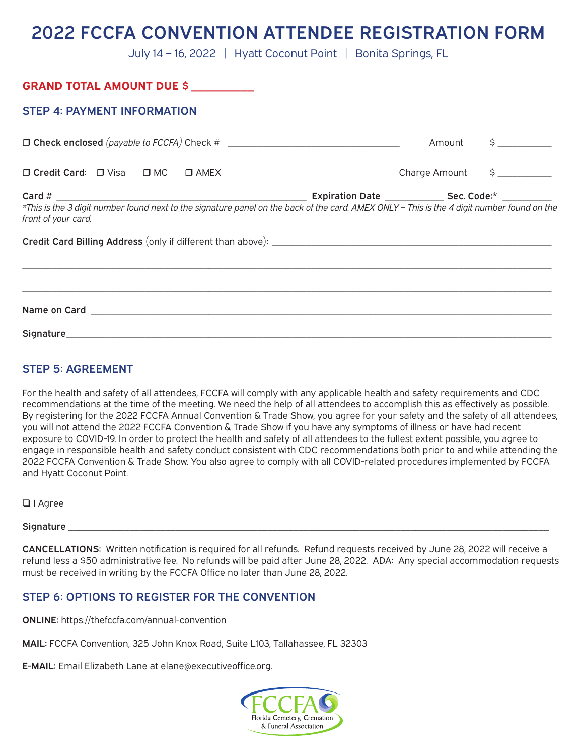# 2022 FCCFA CONVENTION ATTENDEE REGISTRATION FORM

July 14 – 16, 2022 | Hyatt Coconut Point | Bonita Springs, FL

**GRAND TOTAL AMOUNT DUE $ __________**

## STEP 4: PAYMENT INFORMATION

❒ **Check enclosed** *(payable to FCCFA)* Check # ______________________________ Amount $ __________

❒ **Credit Card**: ❒ Visa ❒ MC ❒ AMEX Charge Amount $ __________

**Card #** ____________________________________________ **Expiration Date** __________ **Sec. Code:*** _________

*\*This is the 3 digit number found next to the signature panel on the back of the card. AMEX ONLY – This is the 4 digit number found on the front of your card.*

**Credit Card Billing Address** (only if different than above): ______________________________________________

______________________________________________________________________________________________

______________________________________________________________________________________________

**Name on Card** _________________________________________________________________________________

**Signature**_____________________________________________________________________________________

## STEP 5: AGREEMENT

For the health and safety of all attendees, FCCFA will comply with any applicable health and safety requirements and CDC recommendations at the time of the meeting. We need the help of all attendees to accomplish this as effectively as possible. By registering for the 2022 FCCFA Annual Convention & Trade Show, you agree for your safety and the safety of all attendees, you will not attend the 2022 FCCFA Convention & Trade Show if you have any symptoms of illness or have had recent exposure to COVID-19. In order to protect the health and safety of all attendees to the fullest extent possible, you agree to engage in responsible health and safety conduct consistent with CDC recommendations both prior to and while attending the 2022 FCCFA Convention & Trade Show. You also agree to comply with all COVID-related procedures implemented by FCCFA and Hyatt Coconut Point.

❑ I Agree

**Signature** ____________________________________________________________________________________

**CANCELLATIONS:** Written notification is required for all refunds. Refund requests received by June 28, 2022 will receive a refund less a $50 administrative fee. No refunds will be paid after June 28, 2022. ADA: Any special accommodation requests must be received in writing by the FCCFA Office no later than June 28, 2022.

## STEP 6: OPTIONS TO REGISTER FOR THE CONVENTION

**ONLINE:** https://thefccfa.com/annual-convention

**MAIL:** FCCFA Convention, 325 John Knox Road, Suite L103, Tallahassee, FL 32303

**E-MAIL:** Email Elizabeth Lane at elane@executiveoffice.org.

FCCFA
Florida Cemetery, Cremation & Funeral Association